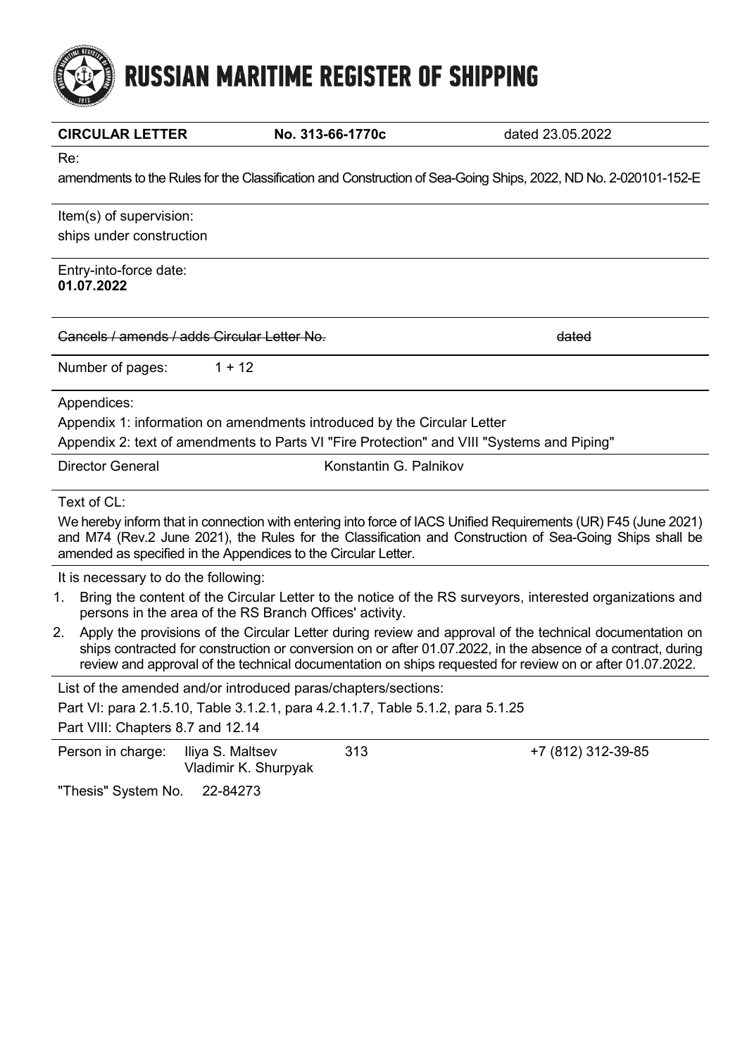# RUSSIAN MARITIME REGISTER OF SHIPPING

| **CIRCULAR LETTER** | **No. 313-66-1770c** | dated 23.05.2022 |
|---|---|---|

Re:

amendments to the Rules for the Classification and Construction of Sea-Going Ships, 2022, ND No. 2-020101-152-E

Item(s) of supervision:

ships under construction

Entry-into-force date:

**01.07.2022**

~~Cancels / amends / adds Circular Letter No.~~ ~~dated~~

Number of pages: 1 + 12

Appendices:

Appendix 1: information on amendments introduced by the Circular Letter

Appendix 2: text of amendments to Parts VI "Fire Protection" and VIII "Systems and Piping"

Director General Konstantin G. Palnikov

Text of CL:

We hereby inform that in connection with entering into force of IACS Unified Requirements (UR) F45 (June 2021) and M74 (Rev.2 June 2021), the Rules for the Classification and Construction of Sea-Going Ships shall be amended as specified in the Appendices to the Circular Letter.

It is necessary to do the following:

1. Bring the content of the Circular Letter to the notice of the RS surveyors, interested organizations and persons in the area of the RS Branch Offices' activity.
2. Apply the provisions of the Circular Letter during review and approval of the technical documentation on ships contracted for construction or conversion on or after 01.07.2022, in the absence of a contract, during review and approval of the technical documentation on ships requested for review on or after 01.07.2022.

List of the amended and/or introduced paras/chapters/sections:

Part VI: para 2.1.5.10, Table 3.1.2.1, para 4.2.1.1.7, Table 5.1.2, para 5.1.25

Part VIII: Chapters 8.7 and 12.14

| Person in charge: | Iliya S. Maltsev<br>Vladimir K. Shurpyak | 313 | +7 (812) 312-39-85 |
|---|---|---|---|

"Thesis" System No. 22-84273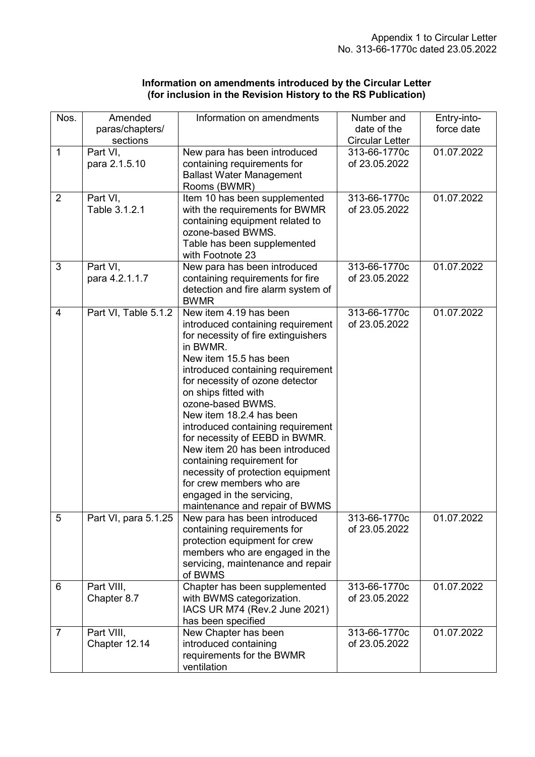Appendix 1 to Circular Letter
No. 313-66-1770c dated 23.05.2022

**Information on amendments introduced by the Circular Letter**
**(for inclusion in the Revision History to the RS Publication)**

| Nos. | Amended paras/chapters/ sections | Information on amendments | Number and date of the Circular Letter | Entry-into-force date |
|---|---|---|---|---|
| 1 | Part VI, para 2.1.5.10 | New para has been introduced containing requirements for Ballast Water Management Rooms (BWMR) | 313-66-1770c of 23.05.2022 | 01.07.2022 |
| 2 | Part VI, Table 3.1.2.1 | Item 10 has been supplemented with the requirements for BWMR containing equipment related to ozone-based BWMS. Table has been supplemented with Footnote 23 | 313-66-1770c of 23.05.2022 | 01.07.2022 |
| 3 | Part VI, para 4.2.1.1.7 | New para has been introduced containing requirements for fire detection and fire alarm system of BWMR | 313-66-1770c of 23.05.2022 | 01.07.2022 |
| 4 | Part VI, Table 5.1.2 | New item 4.19 has been introduced containing requirement for necessity of fire extinguishers in BWMR. New item 15.5 has been introduced containing requirement for necessity of ozone detector on ships fitted with ozone-based BWMS. New item 18.2.4 has been introduced containing requirement for necessity of EEBD in BWMR. New item 20 has been introduced containing requirement for necessity of protection equipment for crew members who are engaged in the servicing, maintenance and repair of BWMS | 313-66-1770c of 23.05.2022 | 01.07.2022 |
| 5 | Part VI, para 5.1.25 | New para has been introduced containing requirements for protection equipment for crew members who are engaged in the servicing, maintenance and repair of BWMS | 313-66-1770c of 23.05.2022 | 01.07.2022 |
| 6 | Part VIII, Chapter 8.7 | Chapter has been supplemented with BWMS categorization. IACS UR M74 (Rev.2 June 2021) has been specified | 313-66-1770c of 23.05.2022 | 01.07.2022 |
| 7 | Part VIII, Chapter 12.14 | New Chapter has been introduced containing requirements for the BWMR ventilation | 313-66-1770c of 23.05.2022 | 01.07.2022 |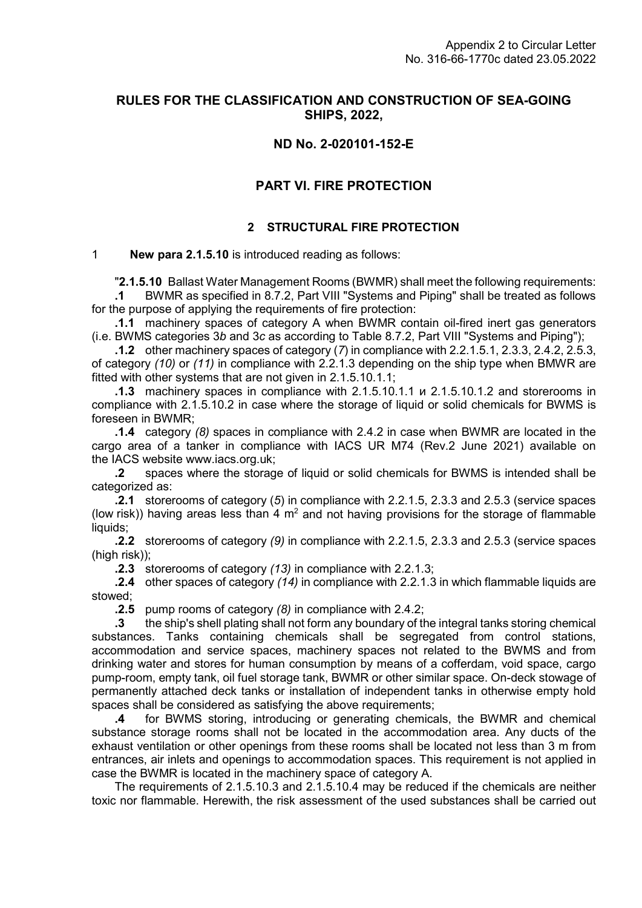Appendix 2 to Circular Letter
No. 316-66-1770c dated 23.05.2022

## RULES FOR THE CLASSIFICATION AND CONSTRUCTION OF SEA-GOING SHIPS, 2022,

## ND No. 2-020101-152-E

## PART VI. FIRE PROTECTION

### 2 STRUCTURAL FIRE PROTECTION

1 **New para 2.1.5.10** is introduced reading as follows:

"**2.1.5.10** Ballast Water Management Rooms (BWMR) shall meet the following requirements:

**.1** BWMR as specified in 8.7.2, Part VIII "Systems and Piping" shall be treated as follows for the purpose of applying the requirements of fire protection:

**.1.1** machinery spaces of category A when BWMR contain oil-fired inert gas generators (i.e. BWMS categories 3*b* and 3*c* as according to Table 8.7.2, Part VIII "Systems and Piping");

**.1.2** other machinery spaces of category (*7*) in compliance with 2.2.1.5.1, 2.3.3, 2.4.2, 2.5.3, of category *(10)* or *(11)* in compliance with 2.2.1.3 depending on the ship type when BMWR are fitted with other systems that are not given in 2.1.5.10.1.1;

**.1.3** machinery spaces in compliance with 2.1.5.10.1.1 и 2.1.5.10.1.2 and storerooms in compliance with 2.1.5.10.2 in case where the storage of liquid or solid chemicals for BWMS is foreseen in BWMR;

**.1.4** category *(8)* spaces in compliance with 2.4.2 in case when BWMR are located in the cargo area of a tanker in compliance with IACS UR M74 (Rev.2 June 2021) available on the IACS website www.iacs.org.uk;

**.2** spaces where the storage of liquid or solid chemicals for BWMS is intended shall be categorized as:

**.2.1** storerooms of category (*5*) in compliance with 2.2.1.5, 2.3.3 and 2.5.3 (service spaces (low risk)) having areas less than 4 $m^2$ and not having provisions for the storage of flammable liquids;

**.2.2** storerooms of category *(9)* in compliance with 2.2.1.5, 2.3.3 and 2.5.3 (service spaces (high risk));

**.2.3** storerooms of category *(13)* in compliance with 2.2.1.3;

**.2.4** other spaces of category *(14)* in compliance with 2.2.1.3 in which flammable liquids are stowed;

**.2.5** pump rooms of category *(8)* in compliance with 2.4.2;

**.3** the ship's shell plating shall not form any boundary of the integral tanks storing chemical substances. Tanks containing chemicals shall be segregated from control stations, accommodation and service spaces, machinery spaces not related to the BWMS and from drinking water and stores for human consumption by means of a cofferdam, void space, cargo pump-room, empty tank, oil fuel storage tank, BWMR or other similar space. On-deck stowage of permanently attached deck tanks or installation of independent tanks in otherwise empty hold spaces shall be considered as satisfying the above requirements;

**.4** for BWMS storing, introducing or generating chemicals, the BWMR and chemical substance storage rooms shall not be located in the accommodation area. Any ducts of the exhaust ventilation or other openings from these rooms shall be located not less than 3 m from entrances, air inlets and openings to accommodation spaces. This requirement is not applied in case the BWMR is located in the machinery space of category A.

The requirements of 2.1.5.10.3 and 2.1.5.10.4 may be reduced if the chemicals are neither toxic nor flammable. Herewith, the risk assessment of the used substances shall be carried out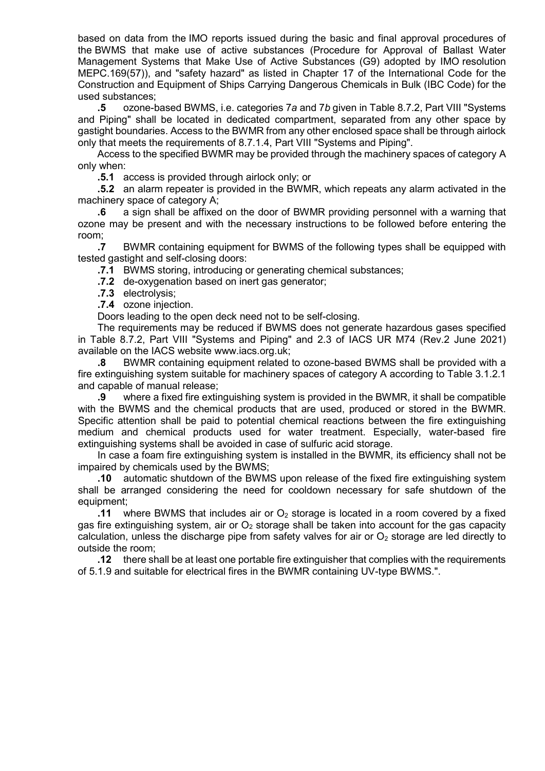based on data from the IMO reports issued during the basic and final approval procedures of the BWMS that make use of active substances (Procedure for Approval of Ballast Water Management Systems that Make Use of Active Substances (G9) adopted by IMO resolution MEPC.169(57)), and "safety hazard" as listed in Chapter 17 of the International Code for the Construction and Equipment of Ships Carrying Dangerous Chemicals in Bulk (IBC Code) for the used substances;

**.5** ozone-based BWMS, i.e. categories 7*a* and 7*b* given in Table 8.7.2, Part VIII "Systems and Piping" shall be located in dedicated compartment, separated from any other space by gastight boundaries. Access to the BWMR from any other enclosed space shall be through airlock only that meets the requirements of 8.7.1.4, Part VIII "Systems and Piping".

Access to the specified BWMR may be provided through the machinery spaces of category A only when:

**.5.1** access is provided through airlock only; or

**.5.2** an alarm repeater is provided in the BWMR, which repeats any alarm activated in the machinery space of category A;

**.6** a sign shall be affixed on the door of BWMR providing personnel with a warning that ozone may be present and with the necessary instructions to be followed before entering the room;

**.7** BWMR containing equipment for BWMS of the following types shall be equipped with tested gastight and self-closing doors:

**.7.1** BWMS storing, introducing or generating chemical substances;

**.7.2** de-oxygenation based on inert gas generator;

**.7.3** electrolysis;

**.7.4** ozone injection.

Doors leading to the open deck need not to be self-closing.

The requirements may be reduced if BWMS does not generate hazardous gases specified in Table 8.7.2, Part VIII "Systems and Piping" and 2.3 of IACS UR M74 (Rev.2 June 2021) available on the IACS website www.iacs.org.uk;

**.8** BWMR containing equipment related to ozone-based BWMS shall be provided with a fire extinguishing system suitable for machinery spaces of category A according to Table 3.1.2.1 and capable of manual release;

**.9** where a fixed fire extinguishing system is provided in the BWMR, it shall be compatible with the BWMS and the chemical products that are used, produced or stored in the BWMR. Specific attention shall be paid to potential chemical reactions between the fire extinguishing medium and chemical products used for water treatment. Especially, water-based fire extinguishing systems shall be avoided in case of sulfuric acid storage.

In case a foam fire extinguishing system is installed in the BWMR, its efficiency shall not be impaired by chemicals used by the BWMS;

**.10** automatic shutdown of the BWMS upon release of the fixed fire extinguishing system shall be arranged considering the need for cooldown necessary for safe shutdown of the equipment;

**.11** where BWMS that includes air or $O_2$ storage is located in a room covered by a fixed gas fire extinguishing system, air or $O_2$ storage shall be taken into account for the gas capacity calculation, unless the discharge pipe from safety valves for air or $O_2$ storage are led directly to outside the room;

**.12** there shall be at least one portable fire extinguisher that complies with the requirements of 5.1.9 and suitable for electrical fires in the BWMR containing UV-type BWMS.".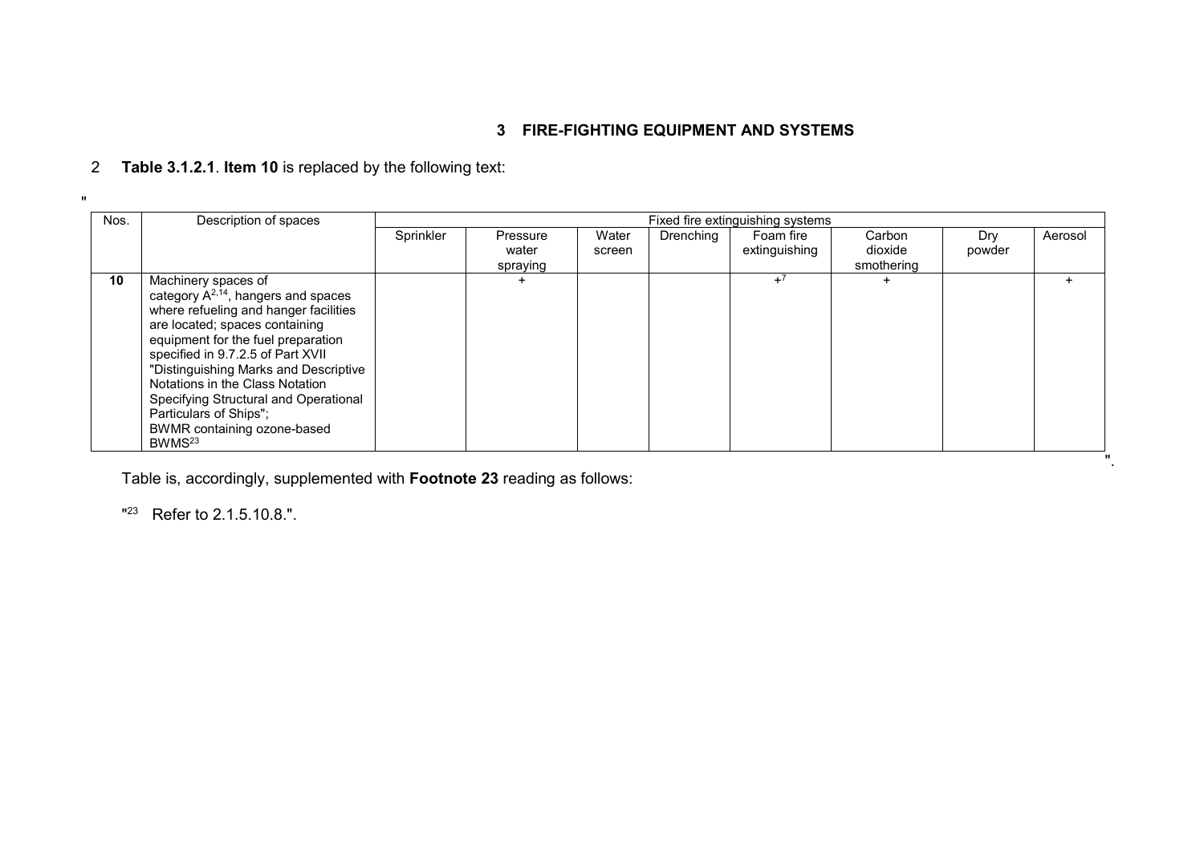## 3 FIRE-FIGHTING EQUIPMENT AND SYSTEMS

2 **Table 3.1.2.1**. **Item 10** is replaced by the following text:

"

| Nos. | Description of spaces | Fixed fire extinguishing systems | | | | | | | |
|---|---|---|---|---|---|---|---|---|---|
| | | Sprinkler | Pressure water spraying | Water screen | Drenching | Foam fire extinguishing | Carbon dioxide smothering | Dry powder | Aerosol |
| **10** | Machinery spaces of category A[2,14], hangers and spaces where refueling and hanger facilities are located; spaces containing equipment for the fuel preparation specified in 9.7.2.5 of Part XVII "Distinguishing Marks and Descriptive Notations in the Class Notation Specifying Structural and Operational Particulars of Ships"; BWMR containing ozone-based BWMS[23] | | + | | | +[7] | + | | + |

".

Table is, accordingly, supplemented with **Footnote 23** reading as follows:

"[23] Refer to 2.1.5.10.8.".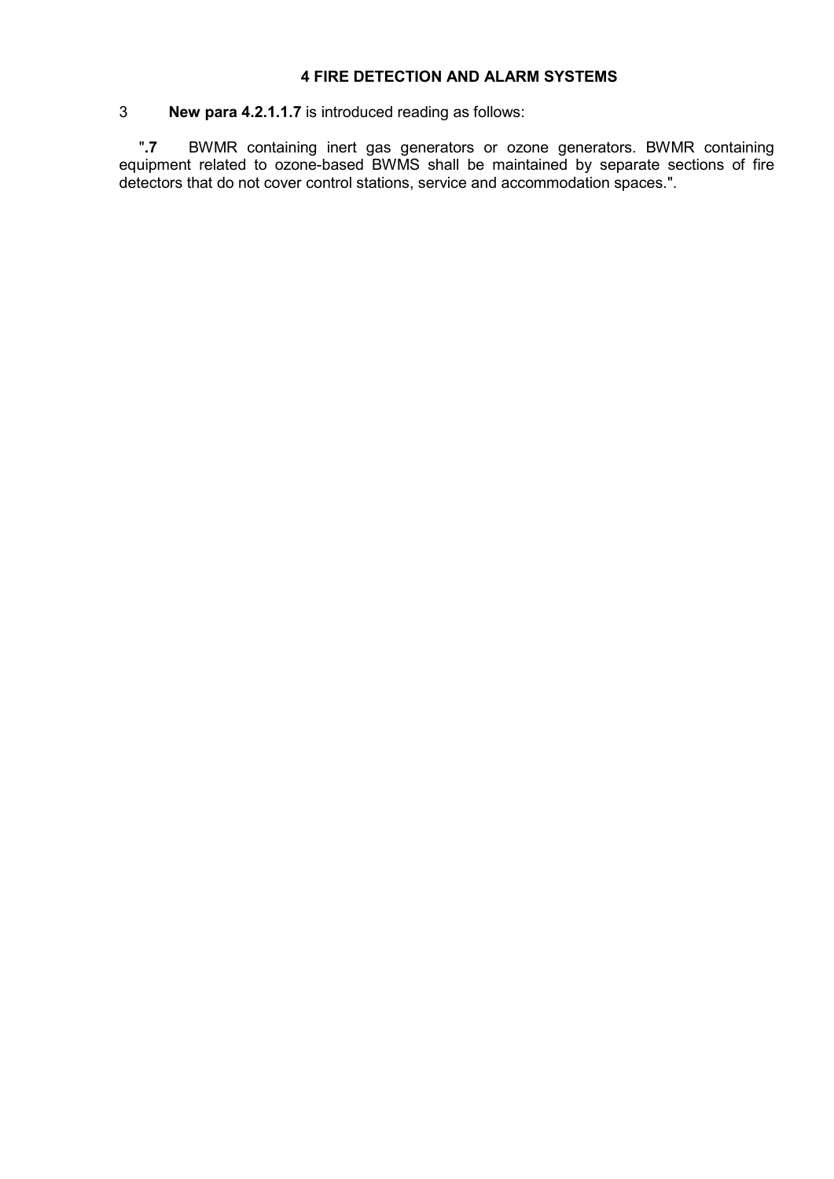## 4 FIRE DETECTION AND ALARM SYSTEMS

3 **New para 4.2.1.1.7** is introduced reading as follows:

"**.7** BWMR containing inert gas generators or ozone generators. BWMR containing equipment related to ozone-based BWMS shall be maintained by separate sections of fire detectors that do not cover control stations, service and accommodation spaces.".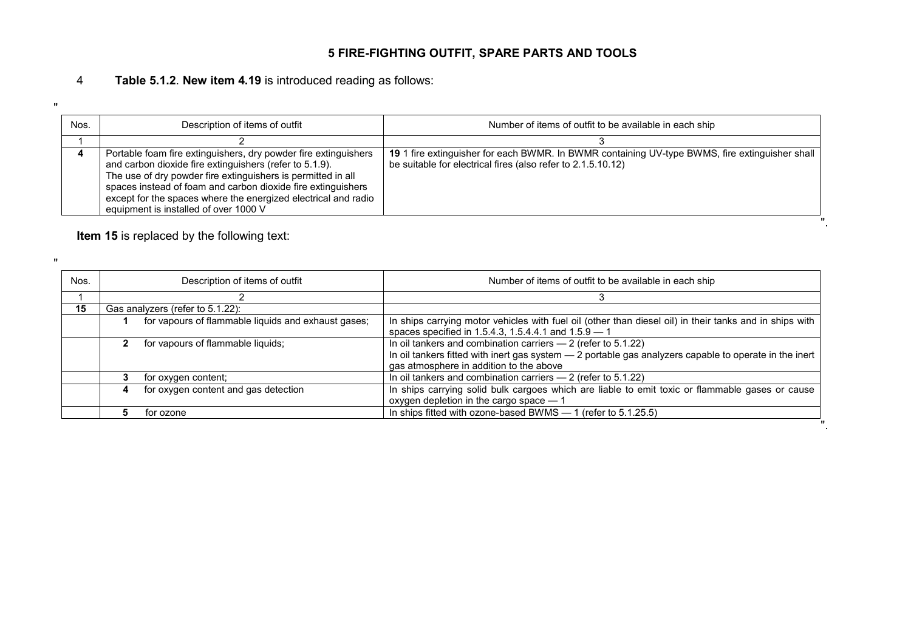## 5 FIRE-FIGHTING OUTFIT, SPARE PARTS AND TOOLS

4 **Table 5.1.2**. **New item 4.19** is introduced reading as follows:

"

| Nos. | Description of items of outfit | Number of items of outfit to be available in each ship |
|---|---|---|
| 1 | 2 | 3 |
| **4** | Portable foam fire extinguishers, dry powder fire extinguishers and carbon dioxide fire extinguishers (refer to 5.1.9). The use of dry powder fire extinguishers is permitted in all spaces instead of foam and carbon dioxide fire extinguishers except for the spaces where the energized electrical and radio equipment is installed of over 1000 V | **19** 1 fire extinguisher for each BWMR. In BWMR containing UV-type BWMS, fire extinguisher shall be suitable for electrical fires (also refer to 2.1.5.10.12) |

".

**Item 15** is replaced by the following text:

"

| Nos. | Description of items of outfit | Number of items of outfit to be available in each ship |
|---|---|---|
| 1 | 2 | 3 |
| **15** | Gas analyzers (refer to 5.1.22): | |
| | **1** for vapours of flammable liquids and exhaust gases; | In ships carrying motor vehicles with fuel oil (other than diesel oil) in their tanks and in ships with spaces specified in 1.5.4.3, 1.5.4.4.1 and 1.5.9 — 1 |
| | **2** for vapours of flammable liquids; | In oil tankers and combination carriers — 2 (refer to 5.1.22)<br>In oil tankers fitted with inert gas system — 2 portable gas analyzers capable to operate in the inert gas atmosphere in addition to the above |
| | **3** for oxygen content; | In oil tankers and combination carriers — 2 (refer to 5.1.22) |
| | **4** for oxygen content and gas detection | In ships carrying solid bulk cargoes which are liable to emit toxic or flammable gases or cause oxygen depletion in the cargo space — 1 |
| | **5** for ozone | In ships fitted with ozone-based BWMS — 1 (refer to 5.1.25.5) |

".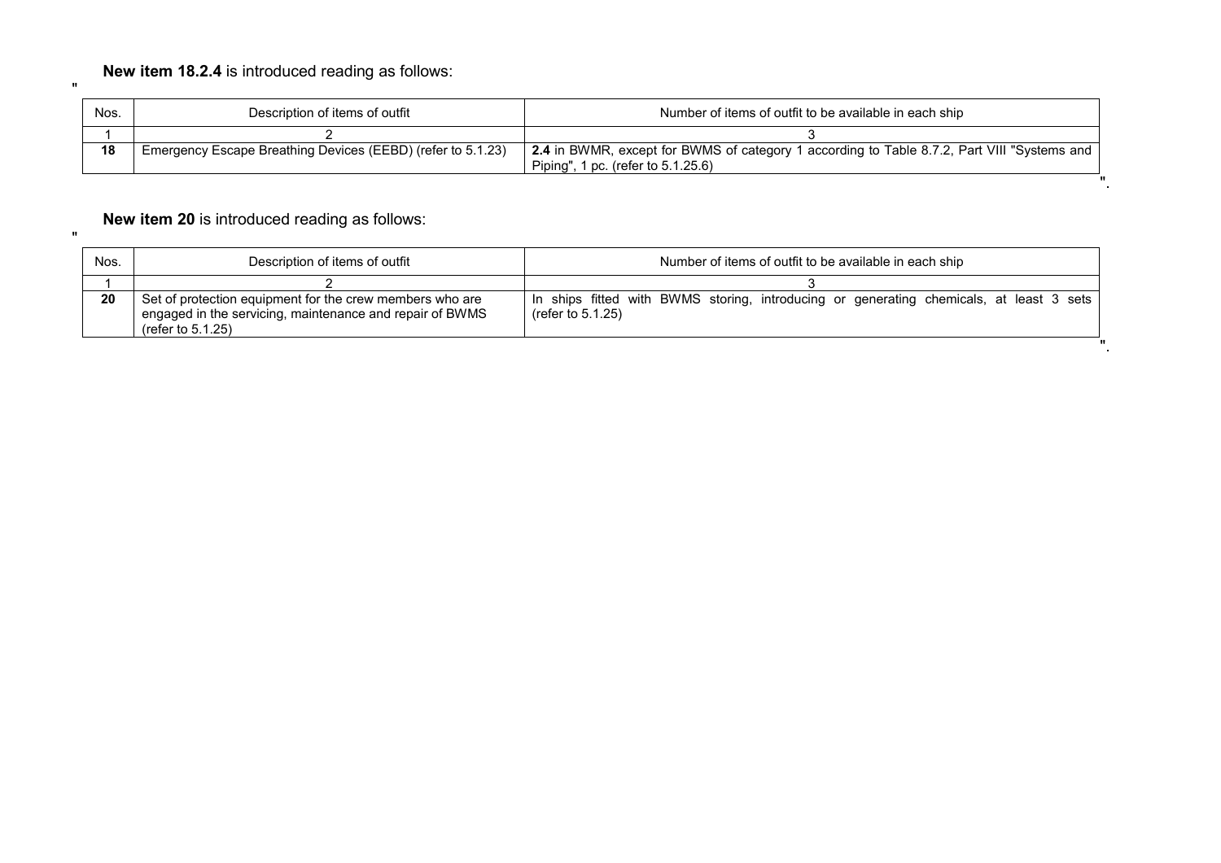**New item 18.2.4** is introduced reading as follows:

"

| Nos. | Description of items of outfit | Number of items of outfit to be available in each ship |
|---|---|---|
| 1 | 2 | 3 |
| **18** | Emergency Escape Breathing Devices (EEBD) (refer to 5.1.23) | **2.4** in BWMR, except for BWMS of category 1 according to Table 8.7.2, Part VIII "Systems and Piping", 1 pc. (refer to 5.1.25.6) |

".

**New item 20** is introduced reading as follows:

"

| Nos. | Description of items of outfit | Number of items of outfit to be available in each ship |
|---|---|---|
| 1 | 2 | 3 |
| **20** | Set of protection equipment for the crew members who are engaged in the servicing, maintenance and repair of BWMS (refer to 5.1.25) | In ships fitted with BWMS storing, introducing or generating chemicals, at least 3 sets (refer to 5.1.25) |

".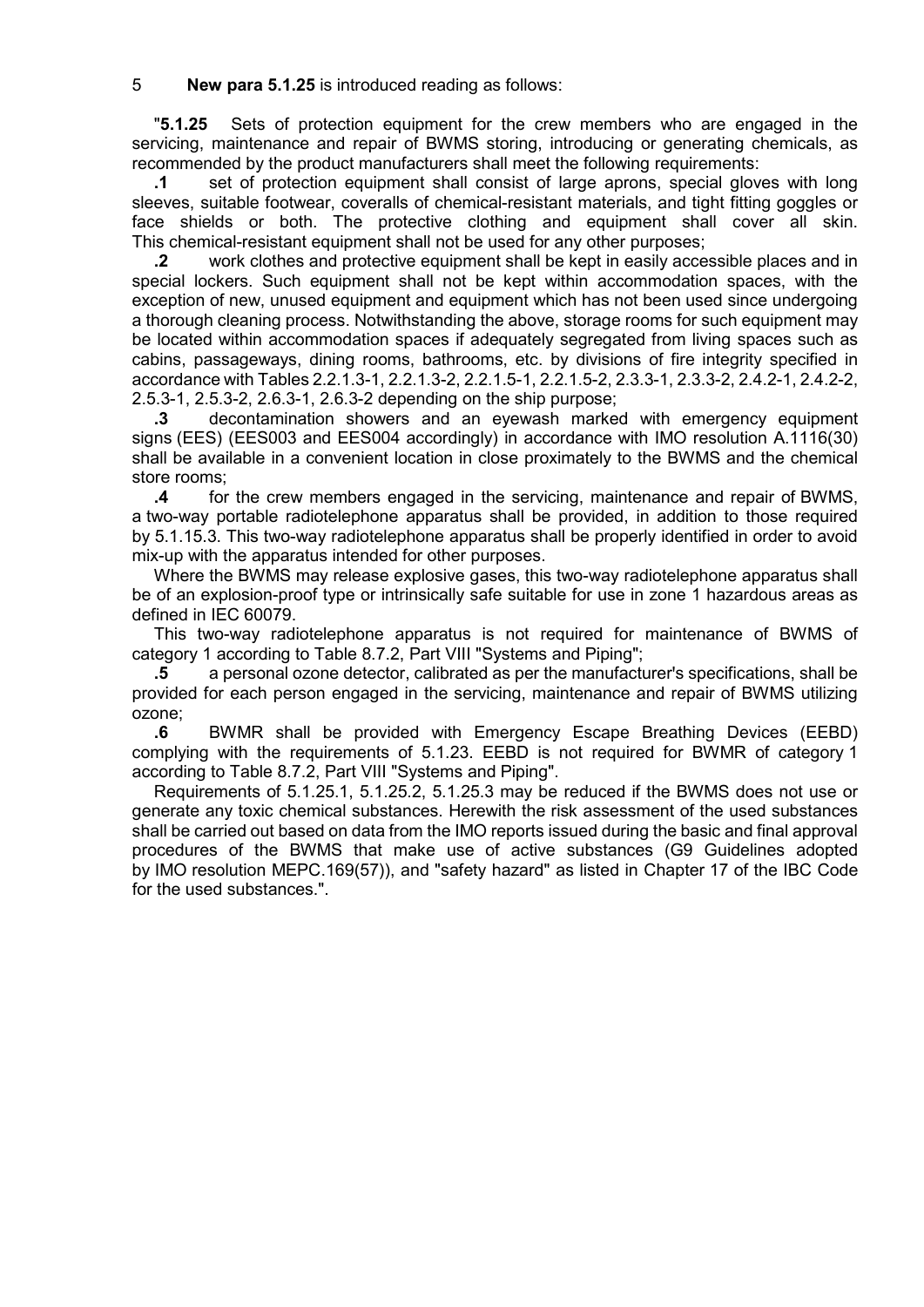5 **New para 5.1.25** is introduced reading as follows:

"**5.1.25** Sets of protection equipment for the crew members who are engaged in the servicing, maintenance and repair of BWMS storing, introducing or generating chemicals, as recommended by the product manufacturers shall meet the following requirements:

**.1** set of protection equipment shall consist of large aprons, special gloves with long sleeves, suitable footwear, coveralls of chemical-resistant materials, and tight fitting goggles or face shields or both. The protective clothing and equipment shall cover all skin. This chemical-resistant equipment shall not be used for any other purposes;

**.2** work clothes and protective equipment shall be kept in easily accessible places and in special lockers. Such equipment shall not be kept within accommodation spaces, with the exception of new, unused equipment and equipment which has not been used since undergoing a thorough cleaning process. Notwithstanding the above, storage rooms for such equipment may be located within accommodation spaces if adequately segregated from living spaces such as cabins, passageways, dining rooms, bathrooms, etc. by divisions of fire integrity specified in accordance with Tables 2.2.1.3-1, 2.2.1.3-2, 2.2.1.5-1, 2.2.1.5-2, 2.3.3-1, 2.3.3-2, 2.4.2-1, 2.4.2-2, 2.5.3-1, 2.5.3-2, 2.6.3-1, 2.6.3-2 depending on the ship purpose;

**.3** decontamination showers and an eyewash marked with emergency equipment signs (EES) (EES003 and EES004 accordingly) in accordance with IMO resolution A.1116(30) shall be available in a convenient location in close proximately to the BWMS and the chemical store rooms;

**.4** for the crew members engaged in the servicing, maintenance and repair of BWMS, a two-way portable radiotelephone apparatus shall be provided, in addition to those required by 5.1.15.3. This two-way radiotelephone apparatus shall be properly identified in order to avoid mix-up with the apparatus intended for other purposes.

Where the BWMS may release explosive gases, this two-way radiotelephone apparatus shall be of an explosion-proof type or intrinsically safe suitable for use in zone 1 hazardous areas as defined in IEC 60079.

This two-way radiotelephone apparatus is not required for maintenance of BWMS of category 1 according to Table 8.7.2, Part VIII "Systems and Piping";

**.5** a personal ozone detector, calibrated as per the manufacturer's specifications, shall be provided for each person engaged in the servicing, maintenance and repair of BWMS utilizing ozone;

**.6** BWMR shall be provided with Emergency Escape Breathing Devices (EEBD) complying with the requirements of 5.1.23. EEBD is not required for BWMR of category 1 according to Table 8.7.2, Part VIII "Systems and Piping".

Requirements of 5.1.25.1, 5.1.25.2, 5.1.25.3 may be reduced if the BWMS does not use or generate any toxic chemical substances. Herewith the risk assessment of the used substances shall be carried out based on data from the IMO reports issued during the basic and final approval procedures of the BWMS that make use of active substances (G9 Guidelines adopted by IMO resolution MEPC.169(57)), and "safety hazard" as listed in Chapter 17 of the IBC Code for the used substances.".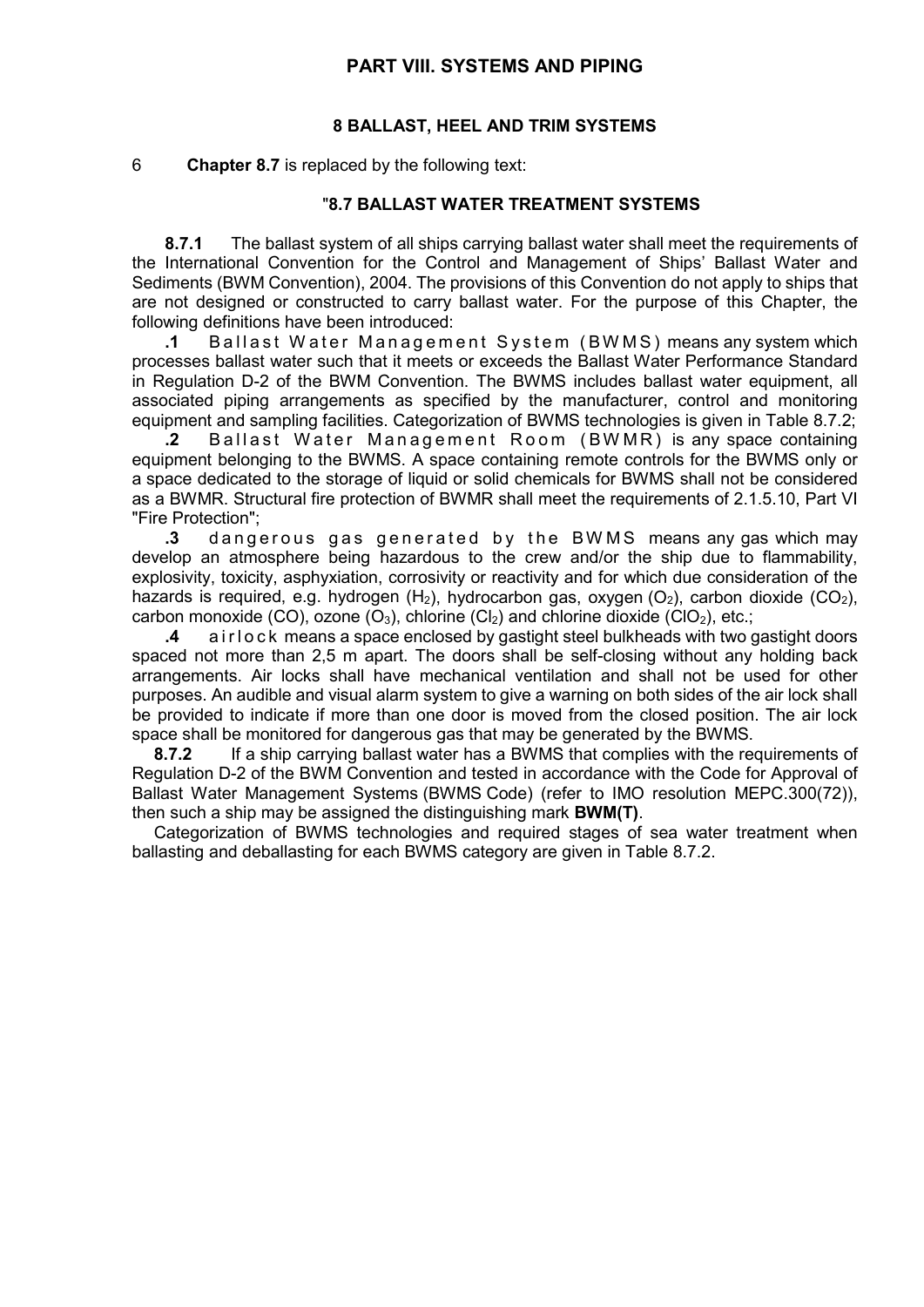# PART VIII. SYSTEMS AND PIPING

## 8 BALLAST, HEEL AND TRIM SYSTEMS

6 **Chapter 8.7** is replaced by the following text:

### "8.7 BALLAST WATER TREATMENT SYSTEMS

**8.7.1** The ballast system of all ships carrying ballast water shall meet the requirements of the International Convention for the Control and Management of Ships' Ballast Water and Sediments (BWM Convention), 2004. The provisions of this Convention do not apply to ships that are not designed or constructed to carry ballast water. For the purpose of this Chapter, the following definitions have been introduced:

**.1** Ballast Water Management System (BWMS) means any system which processes ballast water such that it meets or exceeds the Ballast Water Performance Standard in Regulation D-2 of the BWM Convention. The BWMS includes ballast water equipment, all associated piping arrangements as specified by the manufacturer, control and monitoring equipment and sampling facilities. Categorization of BWMS technologies is given in Table 8.7.2;

**.2** Ballast Water Management Room (BWMR) is any space containing equipment belonging to the BWMS. A space containing remote controls for the BWMS only or a space dedicated to the storage of liquid or solid chemicals for BWMS shall not be considered as a BWMR. Structural fire protection of BWMR shall meet the requirements of 2.1.5.10, Part VI "Fire Protection";

**.3** dangerous gas generated by the BWMS means any gas which may develop an atmosphere being hazardous to the crew and/or the ship due to flammability, explosivity, toxicity, asphyxiation, corrosivity or reactivity and for which due consideration of the hazards is required, e.g. hydrogen ($H_2$), hydrocarbon gas, oxygen ($O_2$), carbon dioxide ($CO_2$), carbon monoxide (CO), ozone ($O_3$), chlorine ($Cl_2$) and chlorine dioxide ($ClO_2$), etc.;

**.4** airlock means a space enclosed by gastight steel bulkheads with two gastight doors spaced not more than 2,5 m apart. The doors shall be self-closing without any holding back arrangements. Air locks shall have mechanical ventilation and shall not be used for other purposes. An audible and visual alarm system to give a warning on both sides of the air lock shall be provided to indicate if more than one door is moved from the closed position. The air lock space shall be monitored for dangerous gas that may be generated by the BWMS.

**8.7.2** If a ship carrying ballast water has a BWMS that complies with the requirements of Regulation D-2 of the BWM Convention and tested in accordance with the Code for Approval of Ballast Water Management Systems (BWMS Code) (refer to IMO resolution MEPC.300(72)), then such a ship may be assigned the distinguishing mark **BWM(T)**.

Categorization of BWMS technologies and required stages of sea water treatment when ballasting and deballasting for each BWMS category are given in Table 8.7.2.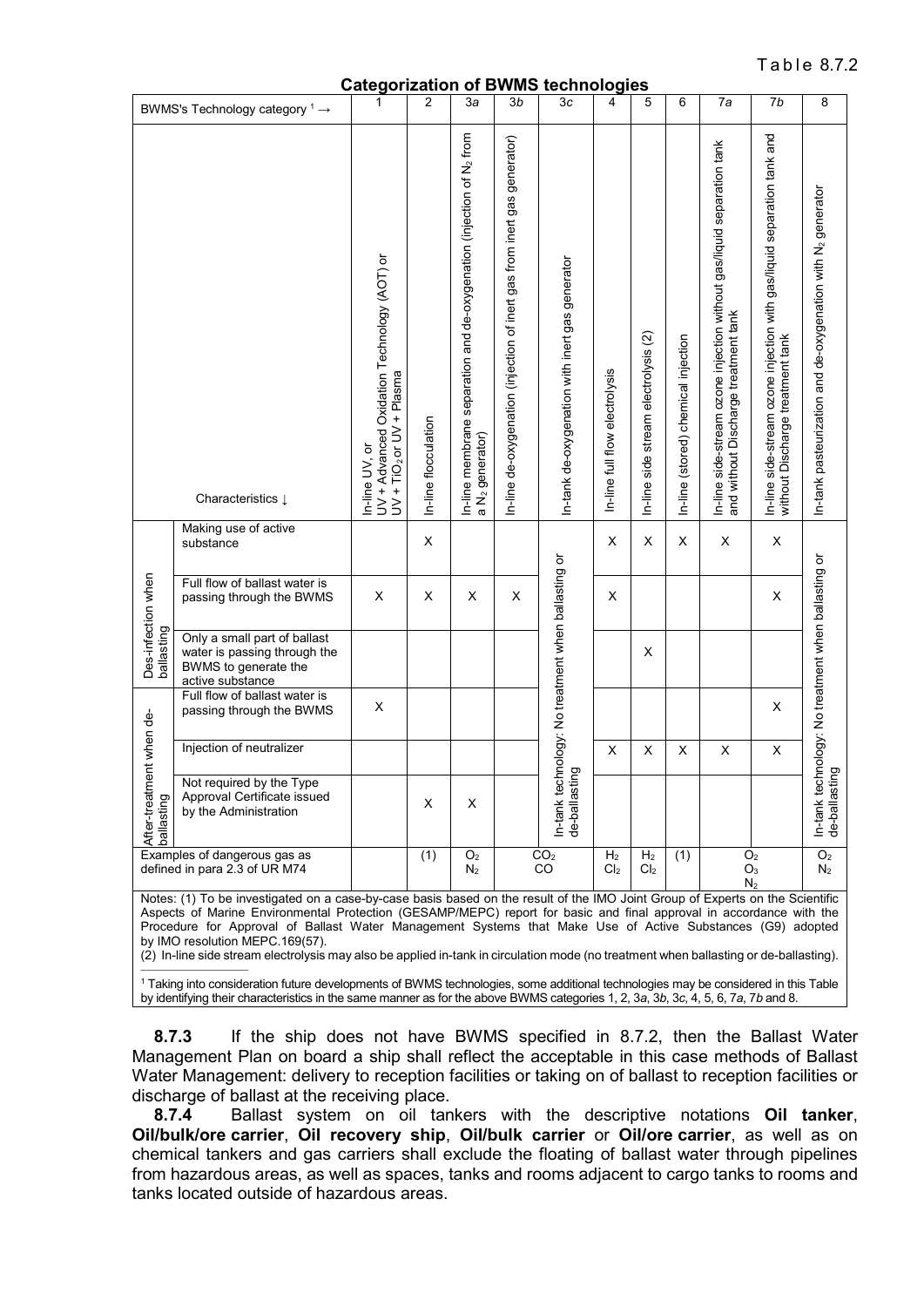Table 8.7.2

**Categorization of BWMS technologies**

| BWMS's Technology category [1] → | | 1 | 2 | 3*a* | 3*b* | 3*c* | 4 | 5 | 6 | 7*a* | 7*b* | 8 |
|---|---|---|---|---|---|---|---|---|---|---|---|---|
| Characteristics ↓ | | In-line UV, or UV + Advanced Oxidation Technology (AOT) or UV + $TiO_2$ or UV + Plasma | In-line flocculation | In-line membrane separation and de-oxygenation (injection of $N_2$ from a $N_2$ generator) | In-line de-oxygenation (injection of inert gas from inert gas generator) | In-tank de-oxygenation with inert gas generator | In-line full flow electrolysis | In-line side stream electrolysis (2) | In-line (stored) chemical injection | In-line side-stream ozone injection without gas/liquid separation tank and without Discharge treatment tank | In-line side-stream ozone injection with gas/liquid separation tank and without Discharge treatment tank | In-tank pasteurization and de-oxygenation with $N_2$ generator |
| Des-infection when ballasting | Making use of active substance | | X | | | In-tank technology: No treatment when ballasting or de-ballasting | X | X | X | X | X | In-tank technology: No treatment when ballasting or de-ballasting |
| | Full flow of ballast water is passing through the BWMS | X | X | X | X | | X | | | | X | |
| | Only a small part of ballast water is passing through the BWMS to generate the active substance | | | | | | | X | | | | |
| After-treatment when de-ballasting | Full flow of ballast water is passing through the BWMS | X | | | | | | | | | X | |
| | Injection of neutralizer | | | | | | X | X | X | X | X | |
| | Not required by the Type Approval Certificate issued by the Administration | | X | X | | | | | | | | |
| Examples of dangerous gas as defined in para 2.3 of UR M74 | | | (1) | $O_2$ $N_2$ | $CO_2$ CO | | $H_2$ $Cl_2$ | $H_2$ $Cl_2$ | (1) | $O_2$ $O_3$ $N_2$ | | $O_2$ $N_2$ |

Notes: (1) To be investigated on a case-by-case basis based on the result of the IMO Joint Group of Experts on the Scientific Aspects of Marine Environmental Protection (GESAMP/MEPC) report for basic and final approval in accordance with the Procedure for Approval of Ballast Water Management Systems that Make Use of Active Substances (G9) adopted by IMO resolution MEPC.169(57).
(2) In-line side stream electrolysis may also be applied in-tank in circulation mode (no treatment when ballasting or de-ballasting).

[1] Taking into consideration future developments of BWMS technologies, some additional technologies may be considered in this Table by identifying their characteristics in the same manner as for the above BWMS categories 1, 2, 3*a*, 3*b*, 3*c*, 4, 5, 6, 7*a*, 7*b* and 8.

**8.7.3** If the ship does not have BWMS specified in 8.7.2, then the Ballast Water Management Plan on board a ship shall reflect the acceptable in this case methods of Ballast Water Management: delivery to reception facilities or taking on of ballast to reception facilities or discharge of ballast at the receiving place.

**8.7.4** Ballast system on oil tankers with the descriptive notations **Oil tanker**, **Oil/bulk/ore carrier**, **Oil recovery ship**, **Oil/bulk carrier** or **Oil/ore carrier**, as well as on chemical tankers and gas carriers shall exclude the floating of ballast water through pipelines from hazardous areas, as well as spaces, tanks and rooms adjacent to cargo tanks to rooms and tanks located outside of hazardous areas.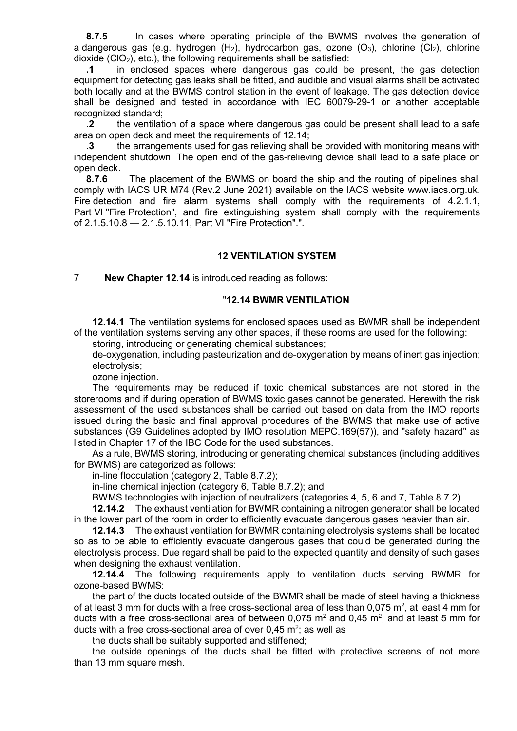**8.7.5** In cases where operating principle of the BWMS involves the generation of a dangerous gas (e.g. hydrogen ($H_2$), hydrocarbon gas, ozone ($O_3$), chlorine ($Cl_2$), chlorine dioxide ($ClO_2$), etc.), the following requirements shall be satisfied:

**.1** in enclosed spaces where dangerous gas could be present, the gas detection equipment for detecting gas leaks shall be fitted, and audible and visual alarms shall be activated both locally and at the BWMS control station in the event of leakage. The gas detection device shall be designed and tested in accordance with IEC 60079-29-1 or another acceptable recognized standard;

**.2** the ventilation of a space where dangerous gas could be present shall lead to a safe area on open deck and meet the requirements of 12.14;

**.3** the arrangements used for gas relieving shall be provided with monitoring means with independent shutdown. The open end of the gas-relieving device shall lead to a safe place on open deck.

**8.7.6** The placement of the BWMS on board the ship and the routing of pipelines shall comply with IACS UR M74 (Rev.2 June 2021) available on the IACS website www.iacs.org.uk. Fire detection and fire alarm systems shall comply with the requirements of 4.2.1.1, Part VI "Fire Protection", and fire extinguishing system shall comply with the requirements of 2.1.5.10.8 — 2.1.5.10.11, Part VI "Fire Protection".".

## 12 VENTILATION SYSTEM

7 **New Chapter 12.14** is introduced reading as follows:

### "12.14 BWMR VENTILATION

**12.14.1** The ventilation systems for enclosed spaces used as BWMR shall be independent of the ventilation systems serving any other spaces, if these rooms are used for the following:

storing, introducing or generating chemical substances;

de-oxygenation, including pasteurization and de-oxygenation by means of inert gas injection;

electrolysis;

ozone injection.

The requirements may be reduced if toxic chemical substances are not stored in the storerooms and if during operation of BWMS toxic gases cannot be generated. Herewith the risk assessment of the used substances shall be carried out based on data from the IMO reports issued during the basic and final approval procedures of the BWMS that make use of active substances (G9 Guidelines adopted by IMO resolution MEPC.169(57)), and "safety hazard" as listed in Chapter 17 of the IBC Code for the used substances.

As a rule, BWMS storing, introducing or generating chemical substances (including additives for BWMS) are categorized as follows:

in-line flocculation (category 2, Table 8.7.2);

in-line chemical injection (category 6, Table 8.7.2); and

BWMS technologies with injection of neutralizers (categories 4, 5, 6 and 7, Table 8.7.2).

**12.14.2** The exhaust ventilation for BWMR containing a nitrogen generator shall be located in the lower part of the room in order to efficiently evacuate dangerous gases heavier than air.

**12.14.3** The exhaust ventilation for BWMR containing electrolysis systems shall be located so as to be able to efficiently evacuate dangerous gases that could be generated during the electrolysis process. Due regard shall be paid to the expected quantity and density of such gases when designing the exhaust ventilation.

**12.14.4** The following requirements apply to ventilation ducts serving BWMR for ozone-based BWMS:

the part of the ducts located outside of the BWMR shall be made of steel having a thickness of at least 3 mm for ducts with a free cross-sectional area of less than 0,075 $m^2$, at least 4 mm for ducts with a free cross-sectional area of between 0,075 $m^2$ and 0,45 $m^2$, and at least 5 mm for ducts with a free cross-sectional area of over 0,45 $m^2$; as well as

the ducts shall be suitably supported and stiffened;

the outside openings of the ducts shall be fitted with protective screens of not more than 13 mm square mesh.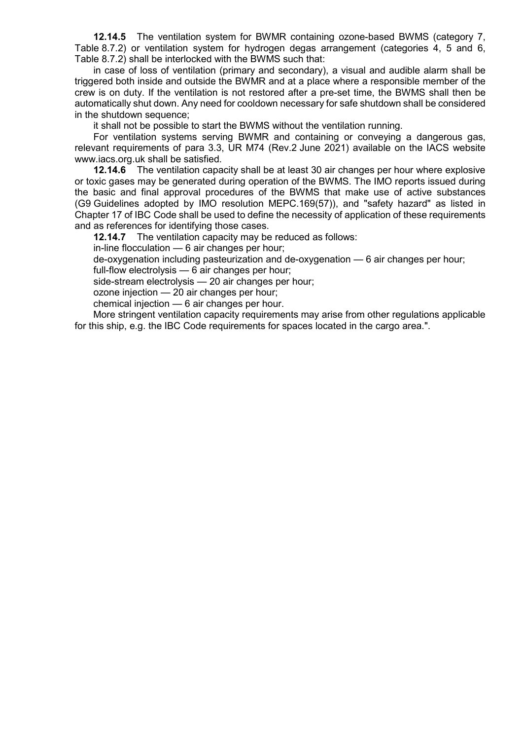**12.14.5** The ventilation system for BWMR containing ozone-based BWMS (category 7, Table 8.7.2) or ventilation system for hydrogen degas arrangement (categories 4, 5 and 6, Table 8.7.2) shall be interlocked with the BWMS such that:

in case of loss of ventilation (primary and secondary), a visual and audible alarm shall be triggered both inside and outside the BWMR and at a place where a responsible member of the crew is on duty. If the ventilation is not restored after a pre-set time, the BWMS shall then be automatically shut down. Any need for cooldown necessary for safe shutdown shall be considered in the shutdown sequence;

it shall not be possible to start the BWMS without the ventilation running.

For ventilation systems serving BWMR and containing or conveying a dangerous gas, relevant requirements of para 3.3, UR M74 (Rev.2 June 2021) available on the IACS website www.iacs.org.uk shall be satisfied.

**12.14.6** The ventilation capacity shall be at least 30 air changes per hour where explosive or toxic gases may be generated during operation of the BWMS. The IMO reports issued during the basic and final approval procedures of the BWMS that make use of active substances (G9 Guidelines adopted by IMO resolution MEPC.169(57)), and "safety hazard" as listed in Chapter 17 of IBC Code shall be used to define the necessity of application of these requirements and as references for identifying those cases.

**12.14.7** The ventilation capacity may be reduced as follows:

in-line flocculation — 6 air changes per hour;

de-oxygenation including pasteurization and de-oxygenation — 6 air changes per hour;

full-flow electrolysis — 6 air changes per hour;

side-stream electrolysis — 20 air changes per hour;

ozone injection — 20 air changes per hour;

chemical injection — 6 air changes per hour.

More stringent ventilation capacity requirements may arise from other regulations applicable for this ship, e.g. the IBC Code requirements for spaces located in the cargo area.".